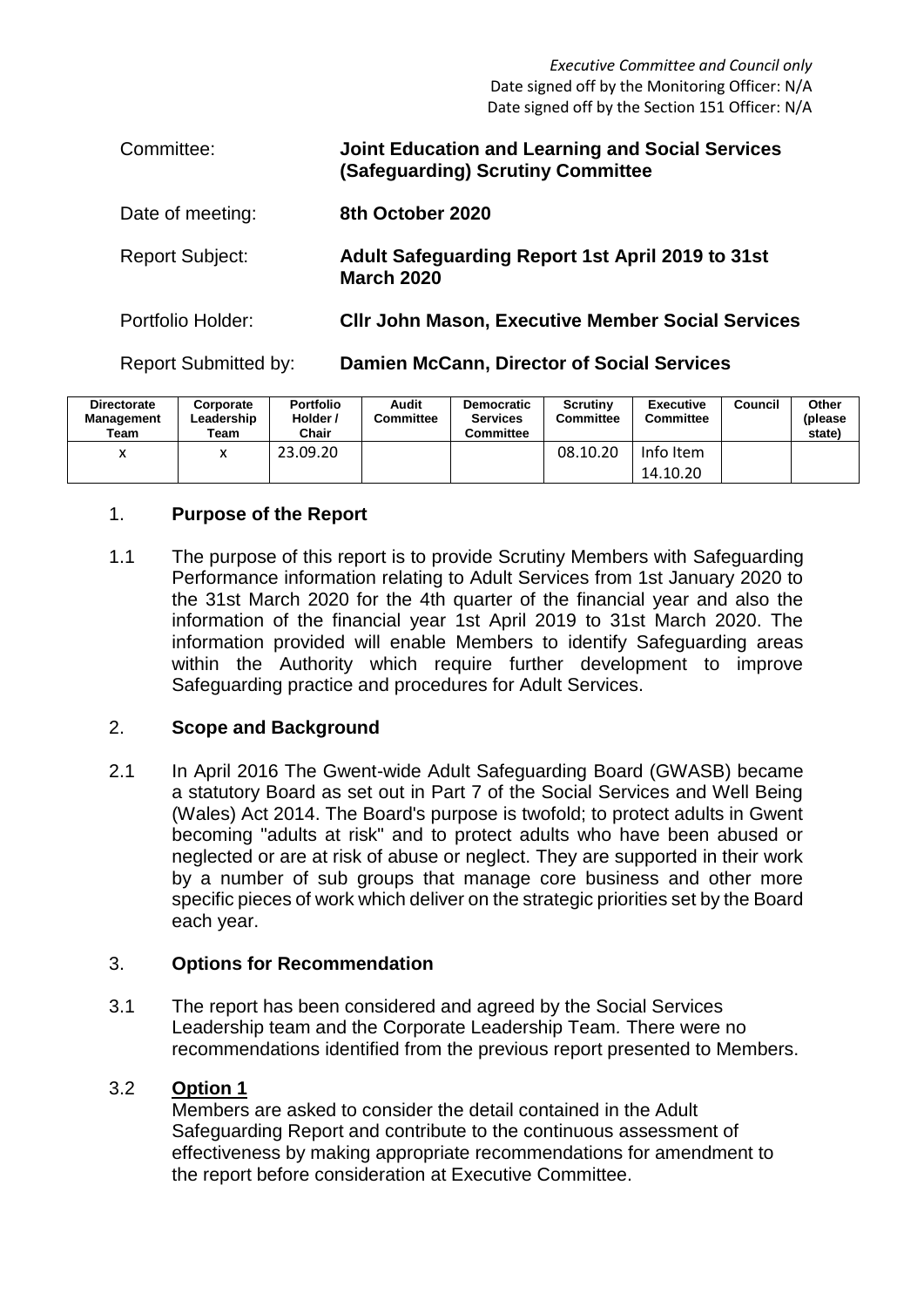*Executive Committee and Council only*
Date signed off by the Monitoring Officer: N/A
Date signed off by the Section 151 Officer: N/A

| | |
|---|---|
| Committee: | **Joint Education and Learning and Social Services (Safeguarding) Scrutiny Committee** |
| Date of meeting: | **8th October 2020** |
| Report Subject: | **Adult Safeguarding Report 1st April 2019 to 31st March 2020** |
| Portfolio Holder: | **Cllr John Mason, Executive Member Social Services** |
| Report Submitted by: | **Damien McCann, Director of Social Services** |

| Directorate Management Team | Corporate Leadership Team | Portfolio Holder / Chair | Audit Committee | Democratic Services Committee | Scrutiny Committee | Executive Committee | Council | Other (please state) |
|---|---|---|---|---|---|---|---|---|
| x | x | 23.09.20 | | | 08.10.20 | Info Item 14.10.20 | | |

## 1. Purpose of the Report

1.1 The purpose of this report is to provide Scrutiny Members with Safeguarding Performance information relating to Adult Services from 1st January 2020 to the 31st March 2020 for the 4th quarter of the financial year and also the information of the financial year 1st April 2019 to 31st March 2020. The information provided will enable Members to identify Safeguarding areas within the Authority which require further development to improve Safeguarding practice and procedures for Adult Services.

## 2. Scope and Background

2.1 In April 2016 The Gwent-wide Adult Safeguarding Board (GWASB) became a statutory Board as set out in Part 7 of the Social Services and Well Being (Wales) Act 2014. The Board's purpose is twofold; to protect adults in Gwent becoming "adults at risk" and to protect adults who have been abused or neglected or are at risk of abuse or neglect. They are supported in their work by a number of sub groups that manage core business and other more specific pieces of work which deliver on the strategic priorities set by the Board each year.

## 3. Options for Recommendation

3.1 The report has been considered and agreed by the Social Services Leadership team and the Corporate Leadership Team. There were no recommendations identified from the previous report presented to Members.

3.2 **Option 1**
Members are asked to consider the detail contained in the Adult Safeguarding Report and contribute to the continuous assessment of effectiveness by making appropriate recommendations for amendment to the report before consideration at Executive Committee.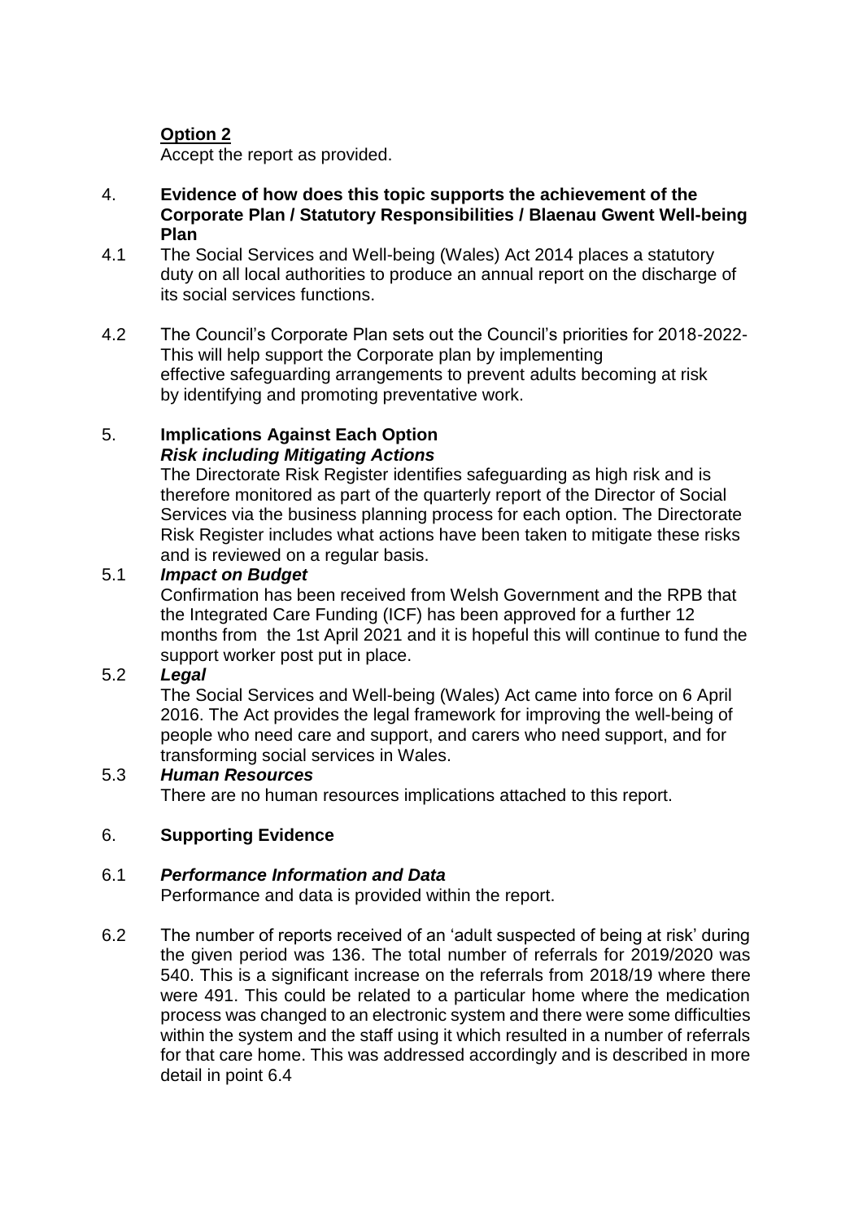**Option 2**

Accept the report as provided.

4. **Evidence of how does this topic supports the achievement of the Corporate Plan / Statutory Responsibilities / Blaenau Gwent Well-being Plan**

4.1 The Social Services and Well-being (Wales) Act 2014 places a statutory duty on all local authorities to produce an annual report on the discharge of its social services functions.

4.2 The Council's Corporate Plan sets out the Council's priorities for 2018-2022- This will help support the Corporate plan by implementing effective safeguarding arrangements to prevent adults becoming at risk by identifying and promoting preventative work.

5. **Implications Against Each Option**

***Risk including Mitigating Actions***

The Directorate Risk Register identifies safeguarding as high risk and is therefore monitored as part of the quarterly report of the Director of Social Services via the business planning process for each option. The Directorate Risk Register includes what actions have been taken to mitigate these risks and is reviewed on a regular basis.

5.1 ***Impact on Budget***

Confirmation has been received from Welsh Government and the RPB that the Integrated Care Funding (ICF) has been approved for a further 12 months from the 1st April 2021 and it is hopeful this will continue to fund the support worker post put in place.

5.2 ***Legal***

The Social Services and Well-being (Wales) Act came into force on 6 April 2016. The Act provides the legal framework for improving the well-being of people who need care and support, and carers who need support, and for transforming social services in Wales.

5.3 ***Human Resources***

There are no human resources implications attached to this report.

6. **Supporting Evidence**

6.1 ***Performance Information and Data***

Performance and data is provided within the report.

6.2 The number of reports received of an 'adult suspected of being at risk' during the given period was 136. The total number of referrals for 2019/2020 was 540. This is a significant increase on the referrals from 2018/19 where there were 491. This could be related to a particular home where the medication process was changed to an electronic system and there were some difficulties within the system and the staff using it which resulted in a number of referrals for that care home. This was addressed accordingly and is described in more detail in point 6.4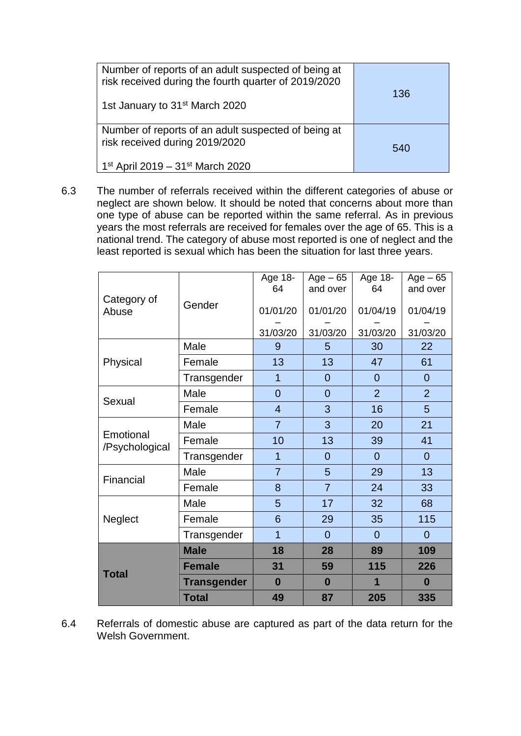| Number of reports of an adult suspected of being at risk received during the fourth quarter of 2019/2020<br><br>1st January to 31st March 2020 | 136 |
|---|---|
| Number of reports of an adult suspected of being at risk received during 2019/2020<br><br>1st April 2019 – 31st March 2020 | 540 |

6.3 The number of referrals received within the different categories of abuse or neglect are shown below. It should be noted that concerns about more than one type of abuse can be reported within the same referral. As in previous years the most referrals are received for females over the age of 65. This is a national trend. The category of abuse most reported is one of neglect and the least reported is sexual which has been the situation for last three years.

| Category of Abuse | Gender | Age 18-64<br><br>01/01/20 – 31/03/20 | Age – 65 and over<br><br>01/01/20 – 31/03/20 | Age 18-64<br><br>01/04/19 – 31/03/20 | Age – 65 and over<br><br>01/04/19 – 31/03/20 |
|---|---|---|---|---|---|
| Physical | Male | 9 | 5 | 30 | 22 |
| | Female | 13 | 13 | 47 | 61 |
| | Transgender | 1 | 0 | 0 | 0 |
| Sexual | Male | 0 | 0 | 2 | 2 |
| | Female | 4 | 3 | 16 | 5 |
| Emotional /Psychological | Male | 7 | 3 | 20 | 21 |
| | Female | 10 | 13 | 39 | 41 |
| | Transgender | 1 | 0 | 0 | 0 |
| Financial | Male | 7 | 5 | 29 | 13 |
| | Female | 8 | 7 | 24 | 33 |
| Neglect | Male | 5 | 17 | 32 | 68 |
| | Female | 6 | 29 | 35 | 115 |
| | Transgender | 1 | 0 | 0 | 0 |
| **Total** | **Male** | **18** | **28** | **89** | **109** |
| | **Female** | **31** | **59** | **115** | **226** |
| | **Transgender** | **0** | **0** | **1** | **0** |
| | **Total** | **49** | **87** | **205** | **335** |

6.4 Referrals of domestic abuse are captured as part of the data return for the Welsh Government.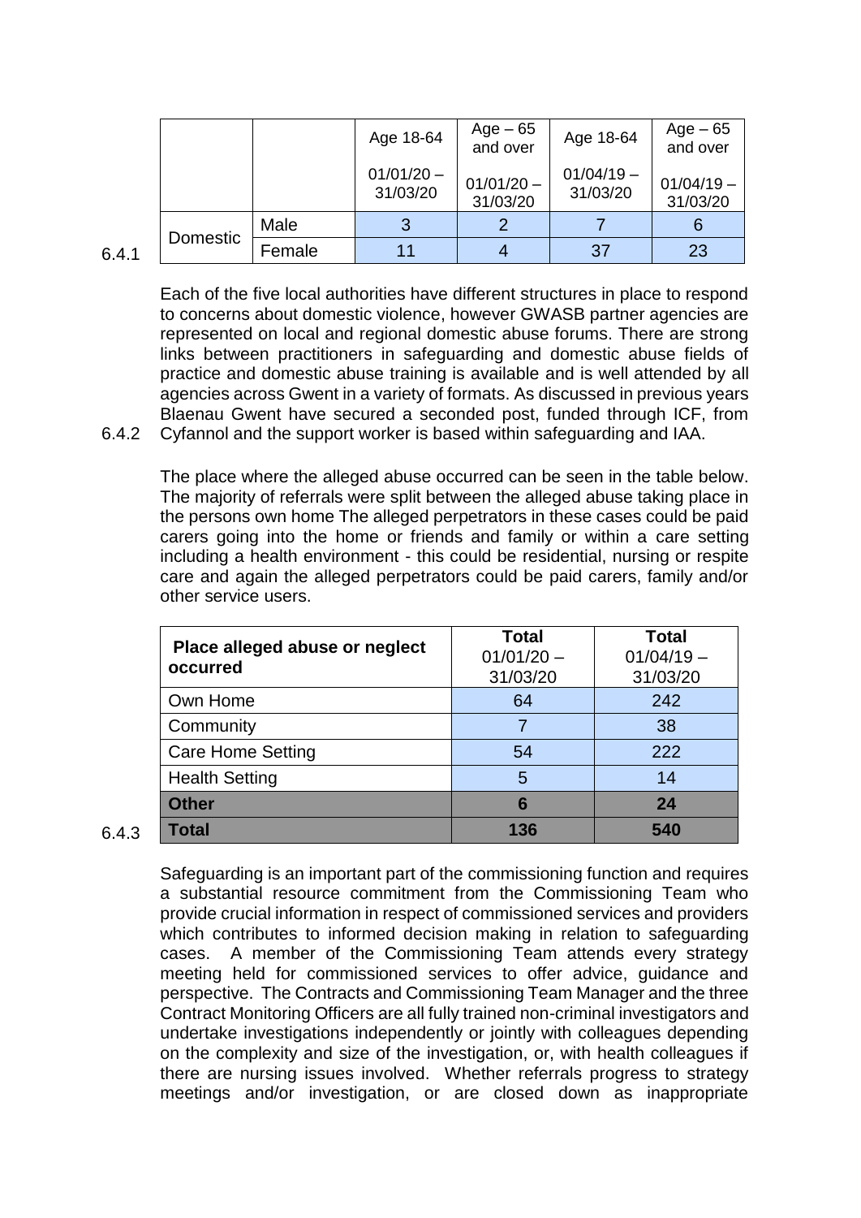6.4.1

| | | Age 18-64<br>01/01/20 – 31/03/20 | Age – 65 and over<br>01/01/20 – 31/03/20 | Age 18-64<br>01/04/19 – 31/03/20 | Age – 65 and over<br>01/04/19 – 31/03/20 |
|---|---|---|---|---|---|
| Domestic | Male | 3 | 2 | 7 | 6 |
| | Female | 11 | 4 | 37 | 23 |

6.4.2 Each of the five local authorities have different structures in place to respond to concerns about domestic violence, however GWASB partner agencies are represented on local and regional domestic abuse forums. There are strong links between practitioners in safeguarding and domestic abuse fields of practice and domestic abuse training is available and is well attended by all agencies across Gwent in a variety of formats. As discussed in previous years Blaenau Gwent have secured a seconded post, funded through ICF, from Cyfannol and the support worker is based within safeguarding and IAA.

6.4.3 The place where the alleged abuse occurred can be seen in the table below. The majority of referrals were split between the alleged abuse taking place in the persons own home The alleged perpetrators in these cases could be paid carers going into the home or friends and family or within a care setting including a health environment - this could be residential, nursing or respite care and again the alleged perpetrators could be paid carers, family and/or other service users.

| Place alleged abuse or neglect occurred | Total 01/01/20 – 31/03/20 | Total 01/04/19 – 31/03/20 |
|---|---|---|
| Own Home | 64 | 242 |
| Community | 7 | 38 |
| Care Home Setting | 54 | 222 |
| Health Setting | 5 | 14 |
| **Other** | **6** | **24** |
| **Total** | **136** | **540** |

Safeguarding is an important part of the commissioning function and requires a substantial resource commitment from the Commissioning Team who provide crucial information in respect of commissioned services and providers which contributes to informed decision making in relation to safeguarding cases. A member of the Commissioning Team attends every strategy meeting held for commissioned services to offer advice, guidance and perspective. The Contracts and Commissioning Team Manager and the three Contract Monitoring Officers are all fully trained non-criminal investigators and undertake investigations independently or jointly with colleagues depending on the complexity and size of the investigation, or, with health colleagues if there are nursing issues involved. Whether referrals progress to strategy meetings and/or investigation, or are closed down as inappropriate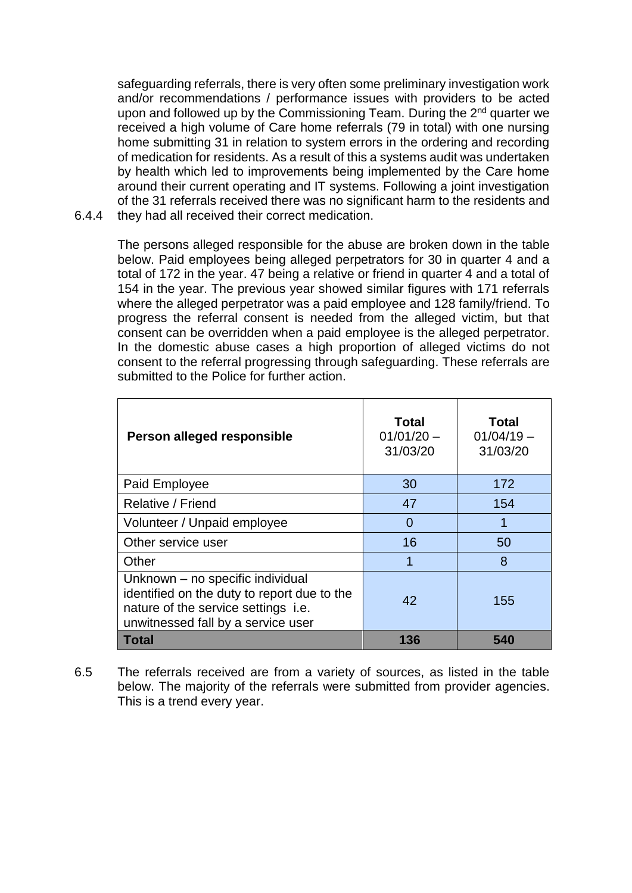safeguarding referrals, there is very often some preliminary investigation work and/or recommendations / performance issues with providers to be acted upon and followed up by the Commissioning Team. During the 2nd quarter we received a high volume of Care home referrals (79 in total) with one nursing home submitting 31 in relation to system errors in the ordering and recording of medication for residents. As a result of this a systems audit was undertaken by health which led to improvements being implemented by the Care home around their current operating and IT systems. Following a joint investigation of the 31 referrals received there was no significant harm to the residents and they had all received their correct medication.

6.4.4 The persons alleged responsible for the abuse are broken down in the table below. Paid employees being alleged perpetrators for 30 in quarter 4 and a total of 172 in the year. 47 being a relative or friend in quarter 4 and a total of 154 in the year. The previous year showed similar figures with 171 referrals where the alleged perpetrator was a paid employee and 128 family/friend. To progress the referral consent is needed from the alleged victim, but that consent can be overridden when a paid employee is the alleged perpetrator. In the domestic abuse cases a high proportion of alleged victims do not consent to the referral progressing through safeguarding. These referrals are submitted to the Police for further action.

| Person alleged responsible | Total 01/01/20 – 31/03/20 | Total 01/04/19 – 31/03/20 |
|---|---|---|
| Paid Employee | 30 | 172 |
| Relative / Friend | 47 | 154 |
| Volunteer / Unpaid employee | 0 | 1 |
| Other service user | 16 | 50 |
| Other | 1 | 8 |
| Unknown – no specific individual identified on the duty to report due to the nature of the service settings i.e. unwitnessed fall by a service user | 42 | 155 |
| **Total** | **136** | **540** |

6.5 The referrals received are from a variety of sources, as listed in the table below. The majority of the referrals were submitted from provider agencies. This is a trend every year.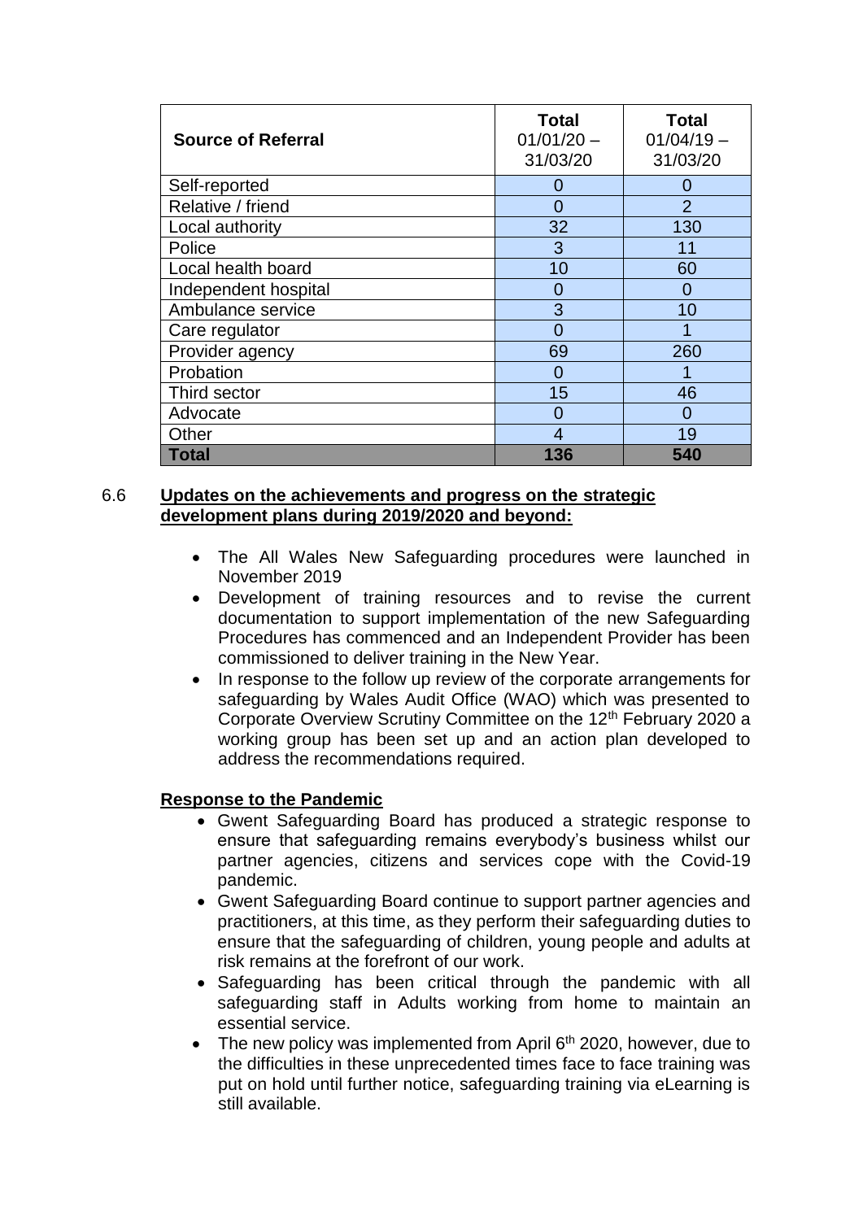| Source of Referral | Total 01/01/20 – 31/03/20 | Total 01/04/19 – 31/03/20 |
|---|---|---|
| Self-reported | 0 | 0 |
| Relative / friend | 0 | 2 |
| Local authority | 32 | 130 |
| Police | 3 | 11 |
| Local health board | 10 | 60 |
| Independent hospital | 0 | 0 |
| Ambulance service | 3 | 10 |
| Care regulator | 0 | 1 |
| Provider agency | 69 | 260 |
| Probation | 0 | 1 |
| Third sector | 15 | 46 |
| Advocate | 0 | 0 |
| Other | 4 | 19 |
| **Total** | **136** | **540** |

6.6 **Updates on the achievements and progress on the strategic development plans during 2019/2020 and beyond:**

- The All Wales New Safeguarding procedures were launched in November 2019
- Development of training resources and to revise the current documentation to support implementation of the new Safeguarding Procedures has commenced and an Independent Provider has been commissioned to deliver training in the New Year.
- In response to the follow up review of the corporate arrangements for safeguarding by Wales Audit Office (WAO) which was presented to Corporate Overview Scrutiny Committee on the 12th February 2020 a working group has been set up and an action plan developed to address the recommendations required.

**Response to the Pandemic**

- Gwent Safeguarding Board has produced a strategic response to ensure that safeguarding remains everybody's business whilst our partner agencies, citizens and services cope with the Covid-19 pandemic.
- Gwent Safeguarding Board continue to support partner agencies and practitioners, at this time, as they perform their safeguarding duties to ensure that the safeguarding of children, young people and adults at risk remains at the forefront of our work.
- Safeguarding has been critical through the pandemic with all safeguarding staff in Adults working from home to maintain an essential service.
- The new policy was implemented from April 6th 2020, however, due to the difficulties in these unprecedented times face to face training was put on hold until further notice, safeguarding training via eLearning is still available.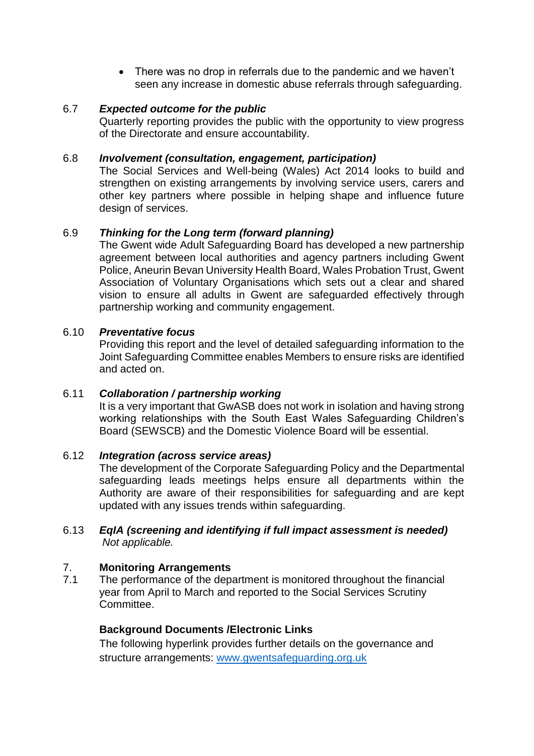- There was no drop in referrals due to the pandemic and we haven't seen any increase in domestic abuse referrals through safeguarding.

6.7 ***Expected outcome for the public***
Quarterly reporting provides the public with the opportunity to view progress of the Directorate and ensure accountability.

6.8 ***Involvement (consultation, engagement, participation)***
The Social Services and Well-being (Wales) Act 2014 looks to build and strengthen on existing arrangements by involving service users, carers and other key partners where possible in helping shape and influence future design of services.

6.9 ***Thinking for the Long term (forward planning)***
The Gwent wide Adult Safeguarding Board has developed a new partnership agreement between local authorities and agency partners including Gwent Police, Aneurin Bevan University Health Board, Wales Probation Trust, Gwent Association of Voluntary Organisations which sets out a clear and shared vision to ensure all adults in Gwent are safeguarded effectively through partnership working and community engagement.

6.10 ***Preventative focus***
Providing this report and the level of detailed safeguarding information to the Joint Safeguarding Committee enables Members to ensure risks are identified and acted on.

6.11 ***Collaboration / partnership working***
It is a very important that GwASB does not work in isolation and having strong working relationships with the South East Wales Safeguarding Children's Board (SEWSCB) and the Domestic Violence Board will be essential.

6.12 ***Integration (across service areas)***
The development of the Corporate Safeguarding Policy and the Departmental safeguarding leads meetings helps ensure all departments within the Authority are aware of their responsibilities for safeguarding and are kept updated with any issues trends within safeguarding.

6.13 ***EqIA (screening and identifying if full impact assessment is needed)***
*Not applicable.*

## 7. Monitoring Arrangements

7.1 The performance of the department is monitored throughout the financial year from April to March and reported to the Social Services Scrutiny Committee.

**Background Documents /Electronic Links**

The following hyperlink provides further details on the governance and structure arrangements: www.gwentsafeguarding.org.uk